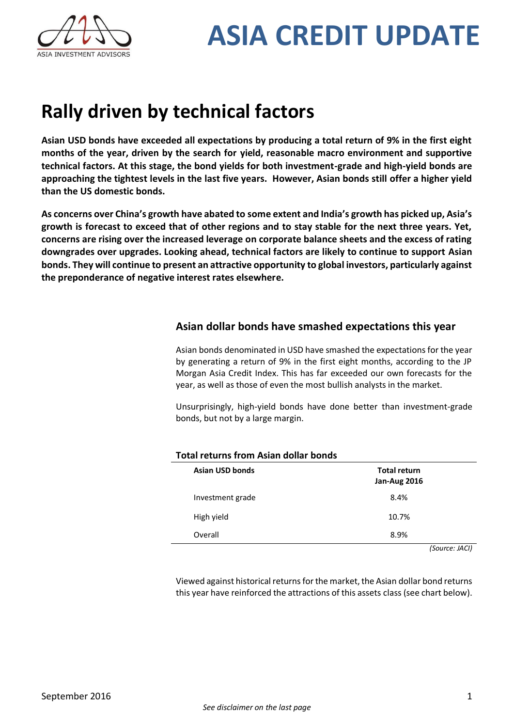# ASIA CREDIT UPDATE

## Rally driven by technical factors

**Asian USD bonds have exceeded all expectations by producing a total return of 9% in the first eight months of the year, driven by the search for yield, reasonable macro environment and supportive technical factors. At this stage, the bond yields for both investment-grade and high-yield bonds are approaching the tightest levels in the last five years. However, Asian bonds still offer a higher yield than the US domestic bonds.**

**As concerns over China's growth have abated to some extent and India's growth has picked up, Asia's growth is forecast to exceed that of other regions and to stay stable for the next three years. Yet, concerns are rising over the increased leverage on corporate balance sheets and the excess of rating downgrades over upgrades. Looking ahead, technical factors are likely to continue to support Asian bonds. They will continue to present an attractive opportunity to global investors, particularly against the preponderance of negative interest rates elsewhere.**

### Asian dollar bonds have smashed expectations this year

Asian bonds denominated in USD have smashed the expectations for the year by generating a return of 9% in the first eight months, according to the JP Morgan Asia Credit Index. This has far exceeded our own forecasts for the year, as well as those of even the most bullish analysts in the market.

Unsurprisingly, high-yield bonds have done better than investment-grade bonds, but not by a large margin.

**Total returns from Asian dollar bonds**

| Asian USD bonds | Total return Jan-Aug 2016 |
|---|---|
| Investment grade | 8.4% |
| High yield | 10.7% |
| Overall | 8.9% |

*(Source: JACI)*

Viewed against historical returns for the market, the Asian dollar bond returns this year have reinforced the attractions of this assets class (see chart below).

September 2016

*See disclaimer on the last page*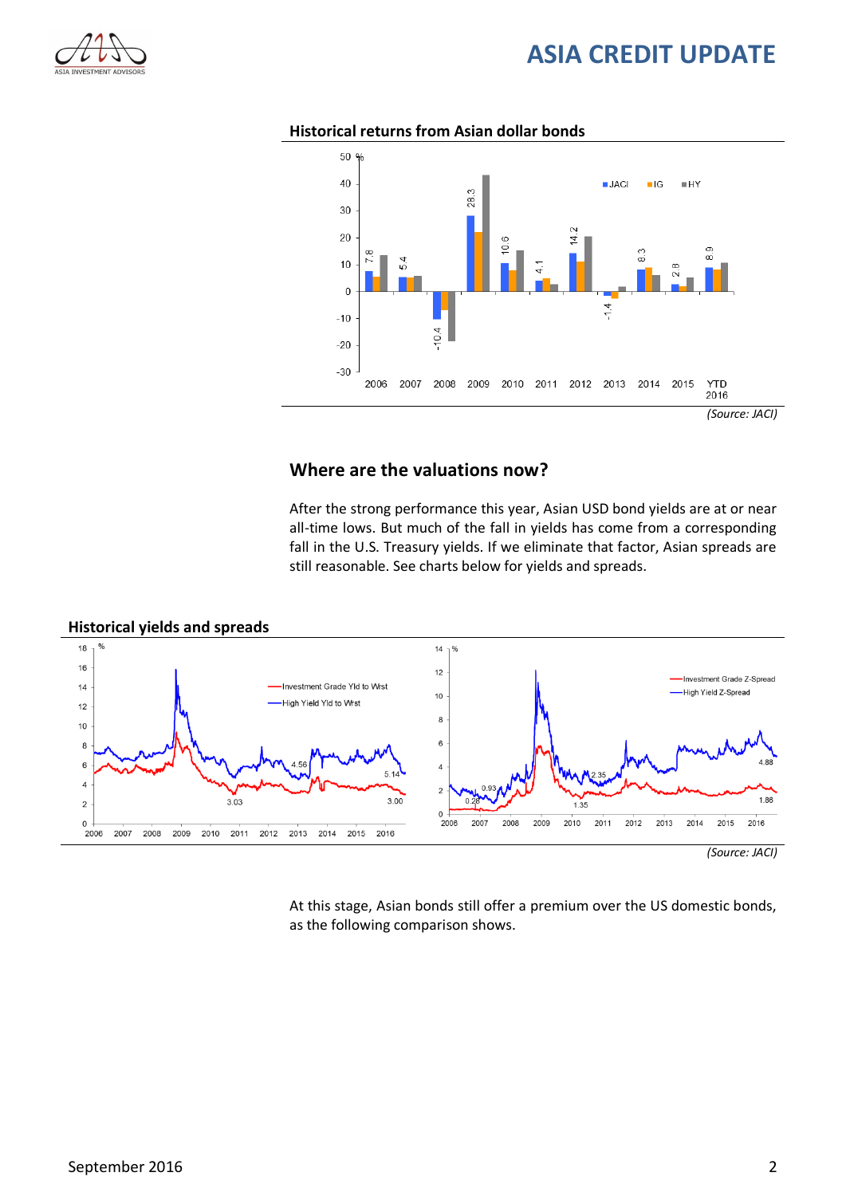## Historical returns from Asian dollar bonds

*(Source: JACI)*

## Where are the valuations now?

After the strong performance this year, Asian USD bond yields are at or near all-time lows. But much of the fall in yields has come from a corresponding fall in the U.S. Treasury yields. If we eliminate that factor, Asian spreads are still reasonable. See charts below for yields and spreads.

## Historical yields and spreads

*(Source: JACI)*

At this stage, Asian bonds still offer a premium over the US domestic bonds, as the following comparison shows.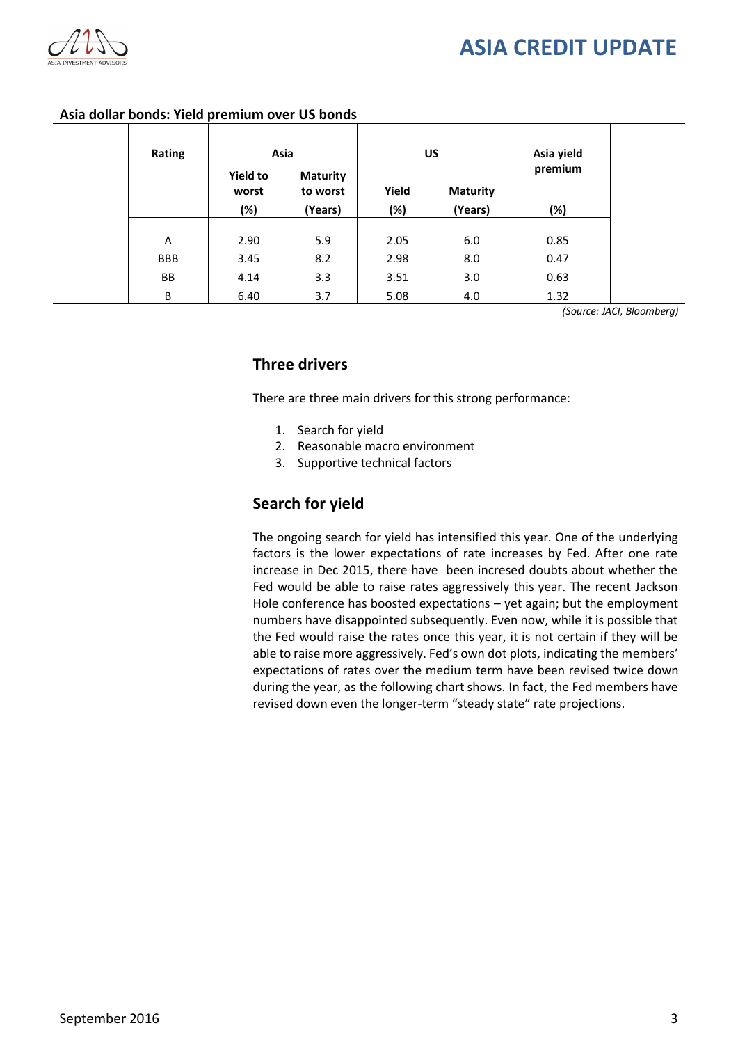**Asia dollar bonds: Yield premium over US bonds**

| Rating | Asia | | US | | Asia yield premium |
|---|---|---|---|---|---|
| | Yield to worst (%) | Maturity to worst (Years) | Yield (%) | Maturity (Years) | (%) |
| A | 2.90 | 5.9 | 2.05 | 6.0 | 0.85 |
| BBB | 3.45 | 8.2 | 2.98 | 8.0 | 0.47 |
| BB | 4.14 | 3.3 | 3.51 | 3.0 | 0.63 |
| B | 6.40 | 3.7 | 5.08 | 4.0 | 1.32 |

*(Source: JACI, Bloomberg)*

## Three drivers

There are three main drivers for this strong performance:

1. Search for yield
2. Reasonable macro environment
3. Supportive technical factors

## Search for yield

The ongoing search for yield has intensified this year. One of the underlying factors is the lower expectations of rate increases by Fed. After one rate increase in Dec 2015, there have been incresed doubts about whether the Fed would be able to raise rates aggressively this year. The recent Jackson Hole conference has boosted expectations – yet again; but the employment numbers have disappointed subsequently. Even now, while it is possible that the Fed would raise the rates once this year, it is not certain if they will be able to raise more aggressively. Fed's own dot plots, indicating the members' expectations of rates over the medium term have been revised twice down during the year, as the following chart shows. In fact, the Fed members have revised down even the longer-term "steady state" rate projections.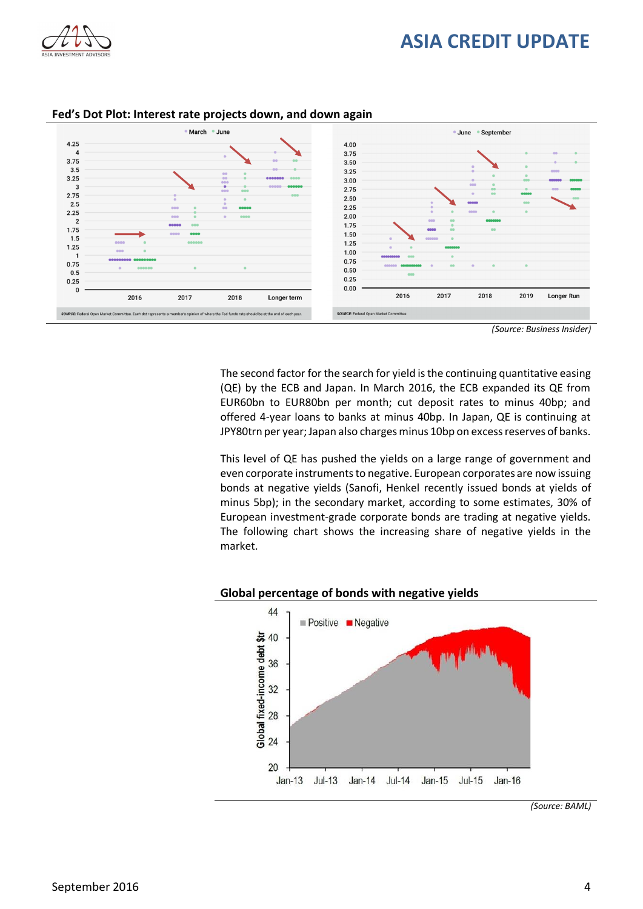**Fed's Dot Plot: Interest rate projects down, and down again**

*(Source: Business Insider)*

The second factor for the search for yield is the continuing quantitative easing (QE) by the ECB and Japan. In March 2016, the ECB expanded its QE from EUR60bn to EUR80bn per month; cut deposit rates to minus 40bp; and offered 4-year loans to banks at minus 40bp. In Japan, QE is continuing at JPY80trn per year; Japan also charges minus 10bp on excess reserves of banks.

This level of QE has pushed the yields on a large range of government and even corporate instruments to negative. European corporates are now issuing bonds at negative yields (Sanofi, Henkel recently issued bonds at yields of minus 5bp); in the secondary market, according to some estimates, 30% of European investment-grade corporate bonds are trading at negative yields. The following chart shows the increasing share of negative yields in the market.

**Global percentage of bonds with negative yields**

*(Source: BAML)*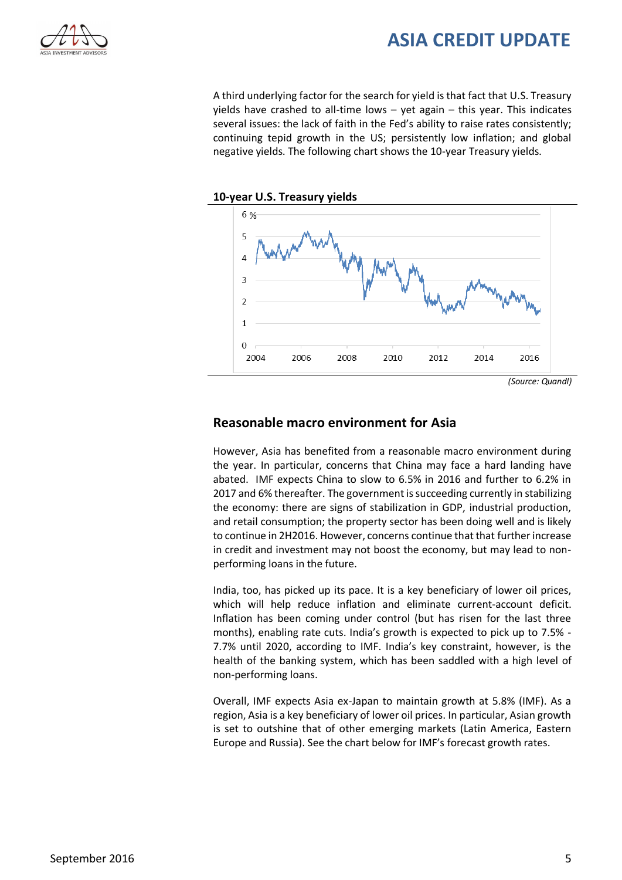A third underlying factor for the search for yield is that fact that U.S. Treasury yields have crashed to all-time lows – yet again – this year. This indicates several issues: the lack of faith in the Fed's ability to raise rates consistently; continuing tepid growth in the US; persistently low inflation; and global negative yields. The following chart shows the 10-year Treasury yields.

**10-year U.S. Treasury yields**

*(Source: Quandl)*

## Reasonable macro environment for Asia

However, Asia has benefited from a reasonable macro environment during the year. In particular, concerns that China may face a hard landing have abated. IMF expects China to slow to 6.5% in 2016 and further to 6.2% in 2017 and 6% thereafter. The government is succeeding currently in stabilizing the economy: there are signs of stabilization in GDP, industrial production, and retail consumption; the property sector has been doing well and is likely to continue in 2H2016. However, concerns continue that that further increase in credit and investment may not boost the economy, but may lead to non-performing loans in the future.

India, too, has picked up its pace. It is a key beneficiary of lower oil prices, which will help reduce inflation and eliminate current-account deficit. Inflation has been coming under control (but has risen for the last three months), enabling rate cuts. India's growth is expected to pick up to 7.5% - 7.7% until 2020, according to IMF. India's key constraint, however, is the health of the banking system, which has been saddled with a high level of non-performing loans.

Overall, IMF expects Asia ex-Japan to maintain growth at 5.8% (IMF). As a region, Asia is a key beneficiary of lower oil prices. In particular, Asian growth is set to outshine that of other emerging markets (Latin America, Eastern Europe and Russia). See the chart below for IMF's forecast growth rates.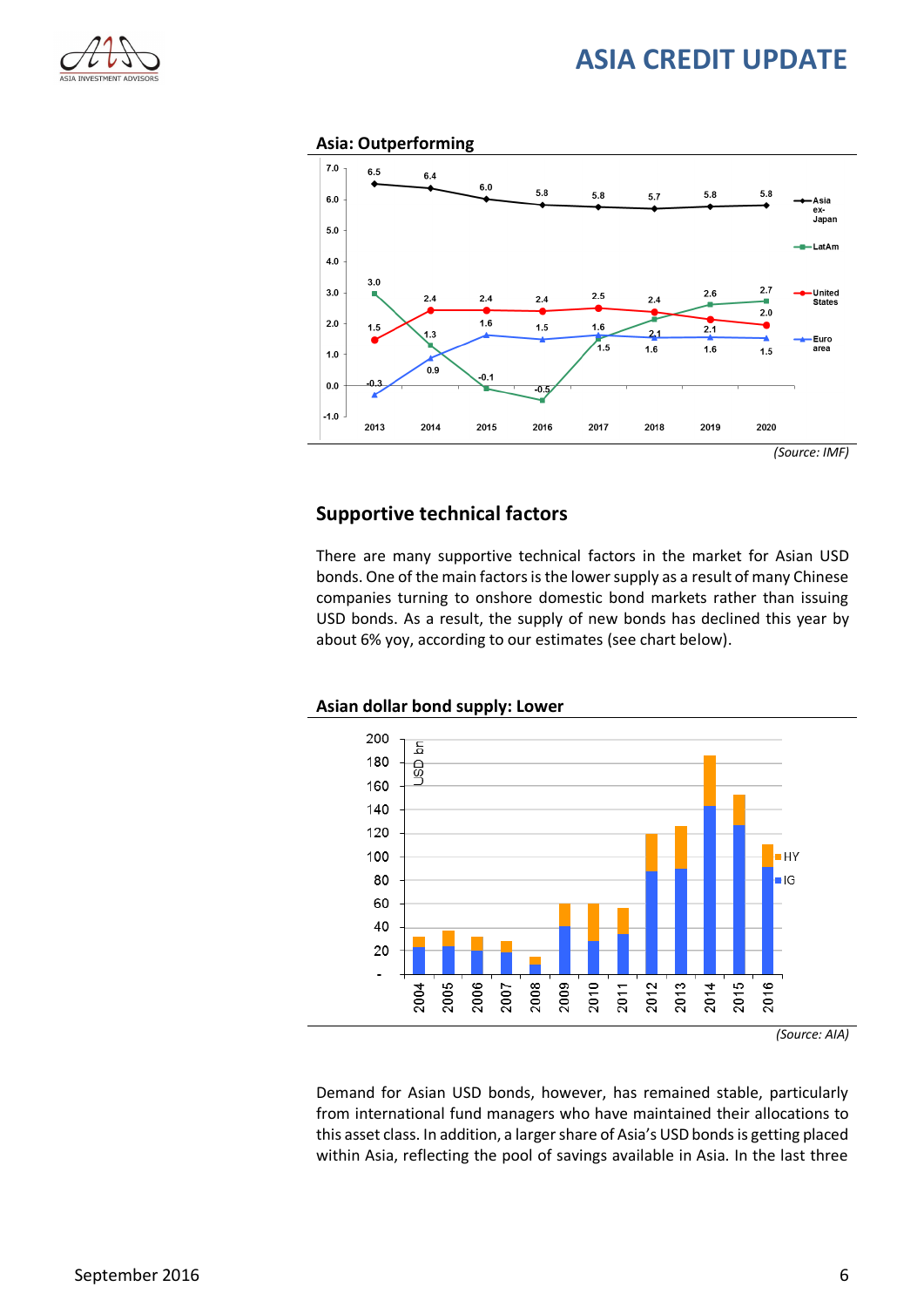**Asia: Outperforming**

*(Source: IMF)*

## Supportive technical factors

There are many supportive technical factors in the market for Asian USD bonds. One of the main factors is the lower supply as a result of many Chinese companies turning to onshore domestic bond markets rather than issuing USD bonds. As a result, the supply of new bonds has declined this year by about 6% yoy, according to our estimates (see chart below).

**Asian dollar bond supply: Lower**

*(Source: AIA)*

Demand for Asian USD bonds, however, has remained stable, particularly from international fund managers who have maintained their allocations to this asset class. In addition, a larger share of Asia's USD bonds is getting placed within Asia, reflecting the pool of savings available in Asia. In the last three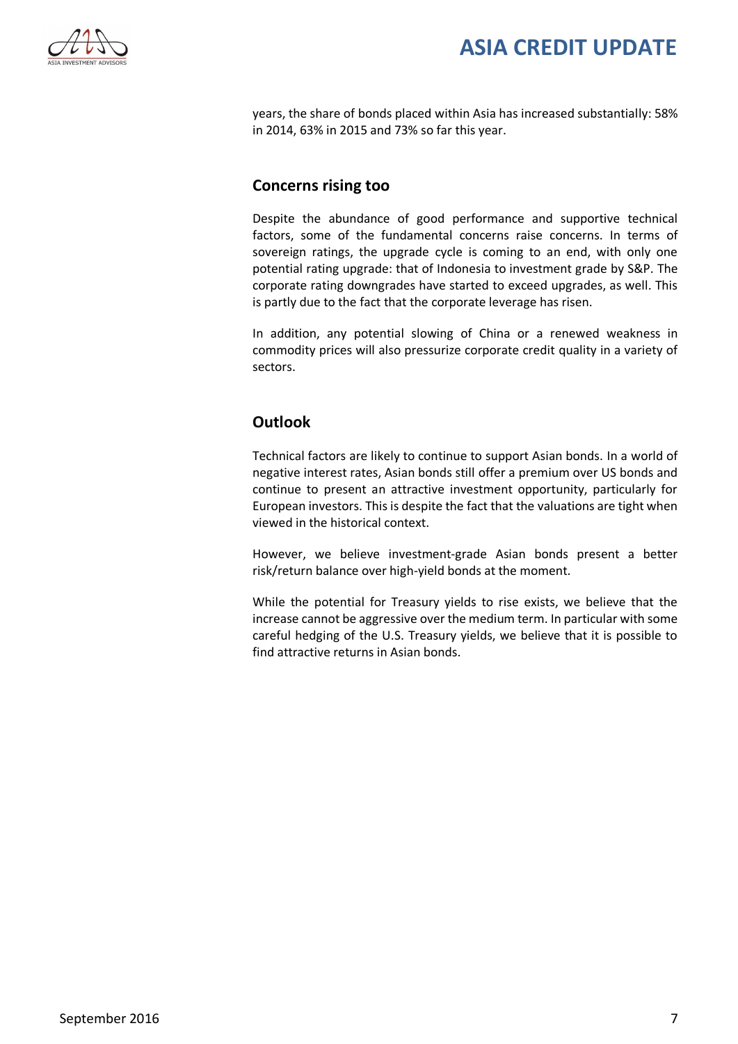years, the share of bonds placed within Asia has increased substantially: 58% in 2014, 63% in 2015 and 73% so far this year.

## Concerns rising too

Despite the abundance of good performance and supportive technical factors, some of the fundamental concerns raise concerns. In terms of sovereign ratings, the upgrade cycle is coming to an end, with only one potential rating upgrade: that of Indonesia to investment grade by S&P. The corporate rating downgrades have started to exceed upgrades, as well. This is partly due to the fact that the corporate leverage has risen.

In addition, any potential slowing of China or a renewed weakness in commodity prices will also pressurize corporate credit quality in a variety of sectors.

## Outlook

Technical factors are likely to continue to support Asian bonds. In a world of negative interest rates, Asian bonds still offer a premium over US bonds and continue to present an attractive investment opportunity, particularly for European investors. This is despite the fact that the valuations are tight when viewed in the historical context.

However, we believe investment-grade Asian bonds present a better risk/return balance over high-yield bonds at the moment.

While the potential for Treasury yields to rise exists, we believe that the increase cannot be aggressive over the medium term. In particular with some careful hedging of the U.S. Treasury yields, we believe that it is possible to find attractive returns in Asian bonds.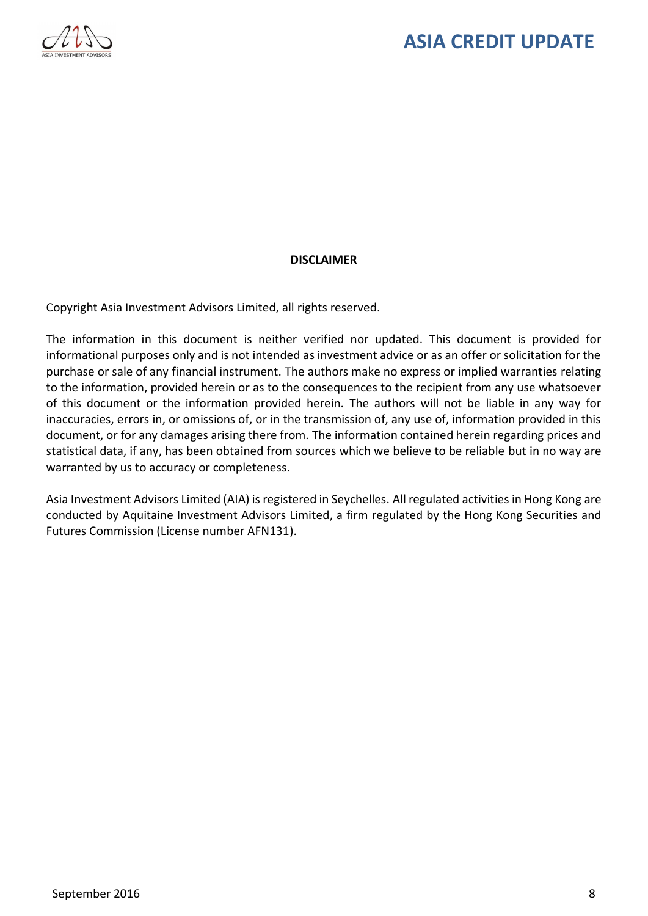**DISCLAIMER**

Copyright Asia Investment Advisors Limited, all rights reserved.

The information in this document is neither verified nor updated. This document is provided for informational purposes only and is not intended as investment advice or as an offer or solicitation for the purchase or sale of any financial instrument. The authors make no express or implied warranties relating to the information, provided herein or as to the consequences to the recipient from any use whatsoever of this document or the information provided herein. The authors will not be liable in any way for inaccuracies, errors in, or omissions of, or in the transmission of, any use of, information provided in this document, or for any damages arising there from. The information contained herein regarding prices and statistical data, if any, has been obtained from sources which we believe to be reliable but in no way are warranted by us to accuracy or completeness.

Asia Investment Advisors Limited (AIA) is registered in Seychelles. All regulated activities in Hong Kong are conducted by Aquitaine Investment Advisors Limited, a firm regulated by the Hong Kong Securities and Futures Commission (License number AFN131).